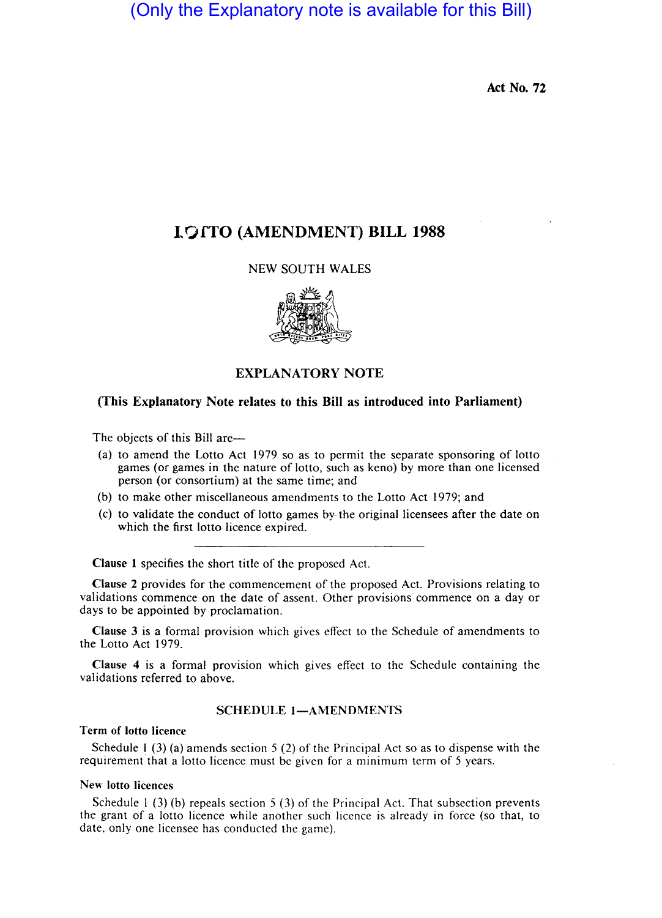(Only the Explanatory note is available for this Bill)

Act No. 72

# LOTTO (AMENDMENT) BILL 1988

NEW SOUTH WALES

## EXPLANATORY NOTE

**(This Explanatory Note relates to this Bill as introduced into Parliament)**

The objects of this Bill are—

(a) to amend the Lotto Act 1979 so as to permit the separate sponsoring of lotto games (or games in the nature of lotto, such as keno) by more than one licensed person (or consortium) at the same time; and

(b) to make other miscellaneous amendments to the Lotto Act 1979; and

(c) to validate the conduct of lotto games by the original licensees after the date on which the first lotto licence expired.

---

**Clause 1** specifies the short title of the proposed Act.

**Clause 2** provides for the commencement of the proposed Act. Provisions relating to validations commence on the date of assent. Other provisions commence on a day or days to be appointed by proclamation.

**Clause 3** is a formal provision which gives effect to the Schedule of amendments to the Lotto Act 1979.

**Clause 4** is a formal provision which gives effect to the Schedule containing the validations referred to above.

### SCHEDULE 1—AMENDMENTS

**Term of lotto licence**

Schedule 1 (3) (a) amends section 5 (2) of the Principal Act so as to dispense with the requirement that a lotto licence must be given for a minimum term of 5 years.

**New lotto licences**

Schedule 1 (3) (b) repeals section 5 (3) of the Principal Act. That subsection prevents the grant of a lotto licence while another such licence is already in force (so that, to date, only one licensee has conducted the game).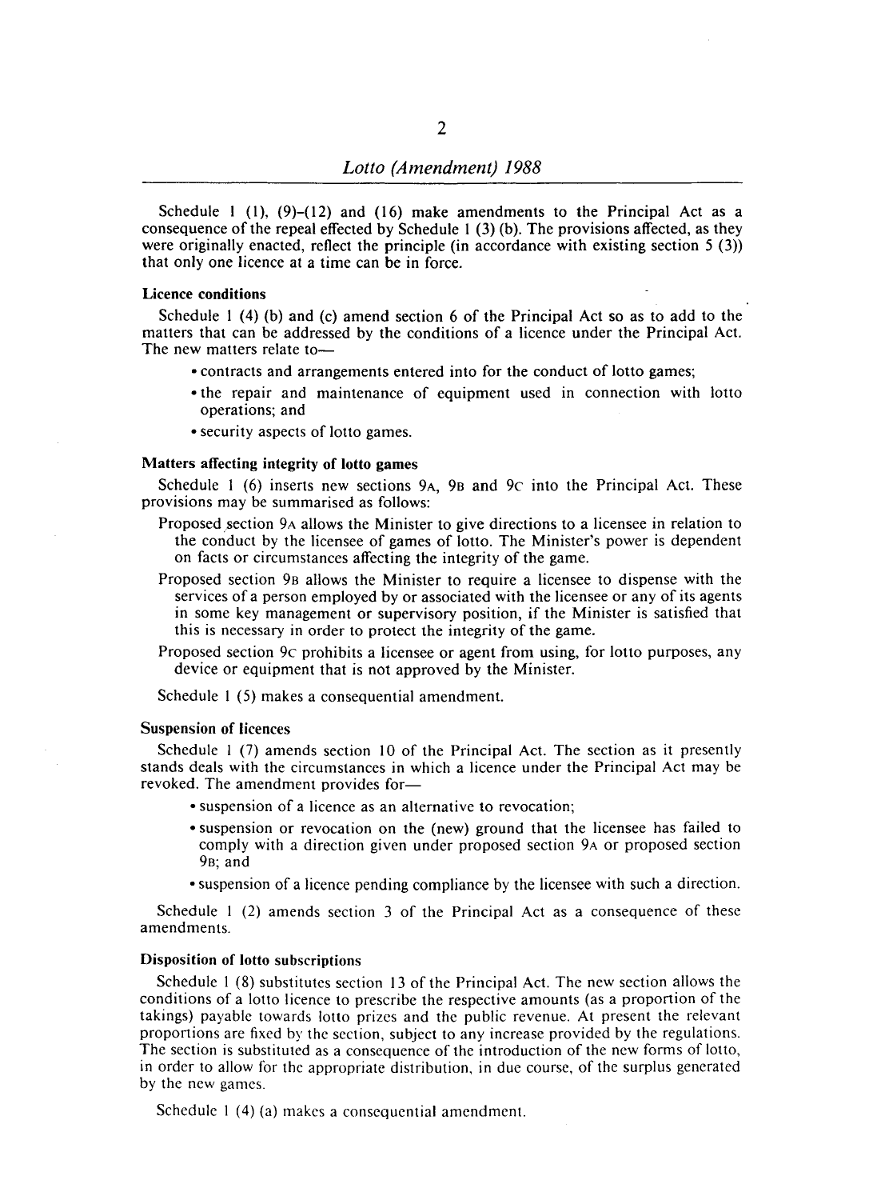Schedule 1 (1), (9)–(12) and (16) make amendments to the Principal Act as a consequence of the repeal effected by Schedule 1 (3) (b). The provisions affected, as they were originally enacted, reflect the principle (in accordance with existing section 5 (3)) that only one licence at a time can be in force.

**Licence conditions**

Schedule 1 (4) (b) and (c) amend section 6 of the Principal Act so as to add to the matters that can be addressed by the conditions of a licence under the Principal Act. The new matters relate to—

- contracts and arrangements entered into for the conduct of lotto games;
- the repair and maintenance of equipment used in connection with lotto operations; and
- security aspects of lotto games.

**Matters affecting integrity of lotto games**

Schedule 1 (6) inserts new sections 9A, 9B and 9C into the Principal Act. These provisions may be summarised as follows:

Proposed section 9A allows the Minister to give directions to a licensee in relation to the conduct by the licensee of games of lotto. The Minister's power is dependent on facts or circumstances affecting the integrity of the game.

Proposed section 9B allows the Minister to require a licensee to dispense with the services of a person employed by or associated with the licensee or any of its agents in some key management or supervisory position, if the Minister is satisfied that this is necessary in order to protect the integrity of the game.

Proposed section 9C prohibits a licensee or agent from using, for lotto purposes, any device or equipment that is not approved by the Minister.

Schedule 1 (5) makes a consequential amendment.

**Suspension of licences**

Schedule 1 (7) amends section 10 of the Principal Act. The section as it presently stands deals with the circumstances in which a licence under the Principal Act may be revoked. The amendment provides for—

- suspension of a licence as an alternative to revocation;
- suspension or revocation on the (new) ground that the licensee has failed to comply with a direction given under proposed section 9A or proposed section 9B; and
- suspension of a licence pending compliance by the licensee with such a direction.

Schedule 1 (2) amends section 3 of the Principal Act as a consequence of these amendments.

**Disposition of lotto subscriptions**

Schedule 1 (8) substitutes section 13 of the Principal Act. The new section allows the conditions of a lotto licence to prescribe the respective amounts (as a proportion of the takings) payable towards lotto prizes and the public revenue. At present the relevant proportions are fixed by the section, subject to any increase provided by the regulations. The section is substituted as a consequence of the introduction of the new forms of lotto, in order to allow for the appropriate distribution, in due course, of the surplus generated by the new games.

Schedule 1 (4) (a) makes a consequential amendment.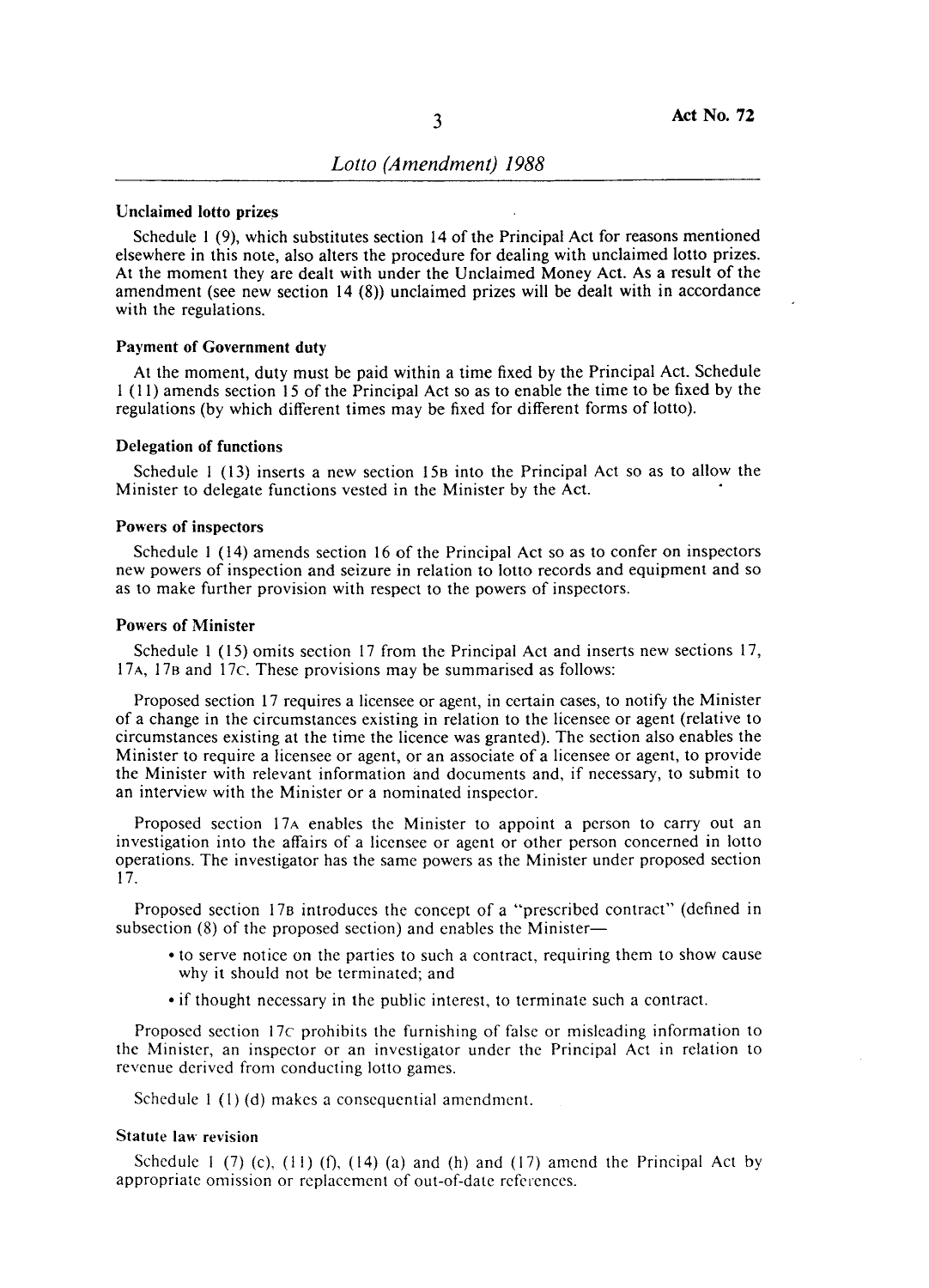#### Unclaimed lotto prizes

Schedule 1 (9), which substitutes section 14 of the Principal Act for reasons mentioned elsewhere in this note, also alters the procedure for dealing with unclaimed lotto prizes. At the moment they are dealt with under the Unclaimed Money Act. As a result of the amendment (see new section 14 (8)) unclaimed prizes will be dealt with in accordance with the regulations.

#### Payment of Government duty

At the moment, duty must be paid within a time fixed by the Principal Act. Schedule 1 (11) amends section 15 of the Principal Act so as to enable the time to be fixed by the regulations (by which different times may be fixed for different forms of lotto).

#### Delegation of functions

Schedule 1 (13) inserts a new section 15B into the Principal Act so as to allow the Minister to delegate functions vested in the Minister by the Act.

#### Powers of inspectors

Schedule 1 (14) amends section 16 of the Principal Act so as to confer on inspectors new powers of inspection and seizure in relation to lotto records and equipment and so as to make further provision with respect to the powers of inspectors.

#### Powers of Minister

Schedule 1 (15) omits section 17 from the Principal Act and inserts new sections 17, 17A, 17B and 17C. These provisions may be summarised as follows:

Proposed section 17 requires a licensee or agent, in certain cases, to notify the Minister of a change in the circumstances existing in relation to the licensee or agent (relative to circumstances existing at the time the licence was granted). The section also enables the Minister to require a licensee or agent, or an associate of a licensee or agent, to provide the Minister with relevant information and documents and, if necessary, to submit to an interview with the Minister or a nominated inspector.

Proposed section 17A enables the Minister to appoint a person to carry out an investigation into the affairs of a licensee or agent or other person concerned in lotto operations. The investigator has the same powers as the Minister under proposed section 17.

Proposed section 17B introduces the concept of a "prescribed contract" (defined in subsection (8) of the proposed section) and enables the Minister—

- to serve notice on the parties to such a contract, requiring them to show cause why it should not be terminated; and
- if thought necessary in the public interest, to terminate such a contract.

Proposed section 17C prohibits the furnishing of false or misleading information to the Minister, an inspector or an investigator under the Principal Act in relation to revenue derived from conducting lotto games.

Schedule 1 (1) (d) makes a consequential amendment.

#### Statute law revision

Schedule 1 (7) (c), (11) (f), (14) (a) and (h) and (17) amend the Principal Act by appropriate omission or replacement of out-of-date references.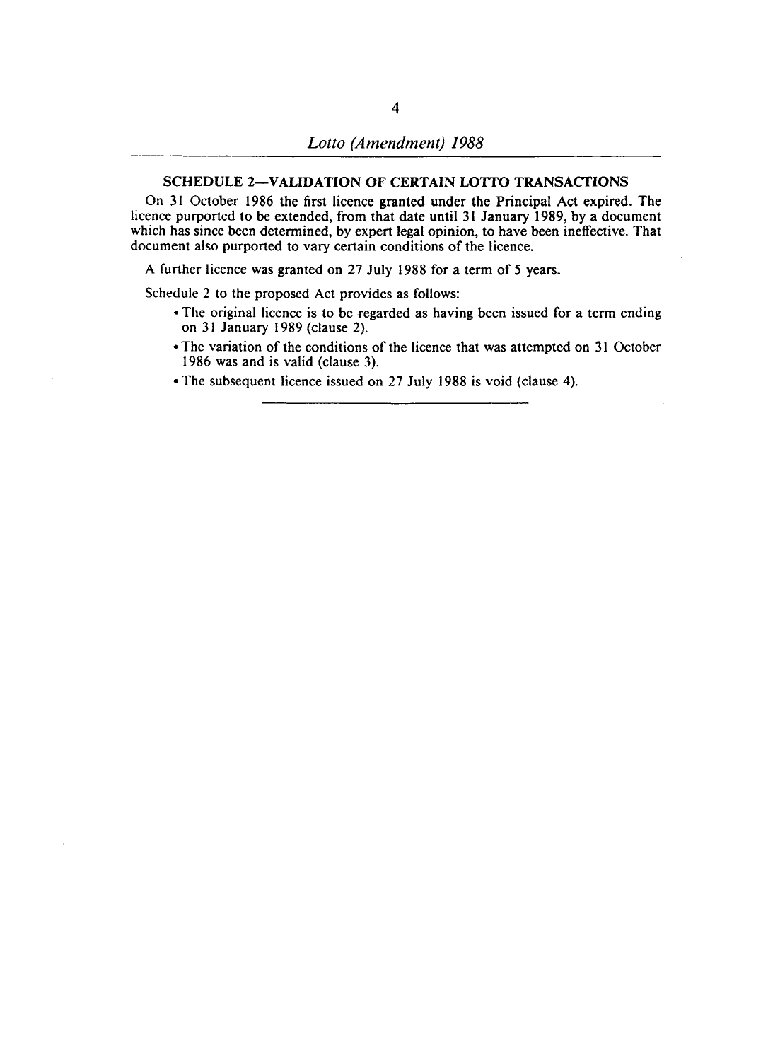## SCHEDULE 2—VALIDATION OF CERTAIN LOTTO TRANSACTIONS

On 31 October 1986 the first licence granted under the Principal Act expired. The licence purported to be extended, from that date until 31 January 1989, by a document which has since been determined, by expert legal opinion, to have been ineffective. That document also purported to vary certain conditions of the licence.

A further licence was granted on 27 July 1988 for a term of 5 years.

Schedule 2 to the proposed Act provides as follows:

- The original licence is to be regarded as having been issued for a term ending on 31 January 1989 (clause 2).
- The variation of the conditions of the licence that was attempted on 31 October 1986 was and is valid (clause 3).
- The subsequent licence issued on 27 July 1988 is void (clause 4).